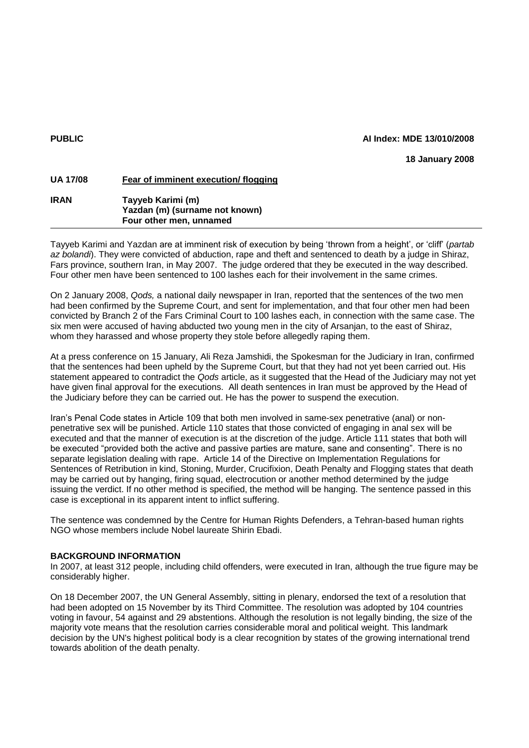**PUBLIC** **AI Index: MDE 13/010/2008**

**18 January 2008**

**UA 17/08** **Fear of imminent execution/ flogging**

**IRAN** **Tayyeb Karimi (m)**
**Yazdan (m) (surname not known)**
**Four other men, unnamed**

Tayyeb Karimi and Yazdan are at imminent risk of execution by being 'thrown from a height', or 'cliff' (*partab az bolandi*). They were convicted of abduction, rape and theft and sentenced to death by a judge in Shiraz, Fars province, southern Iran, in May 2007. The judge ordered that they be executed in the way described. Four other men have been sentenced to 100 lashes each for their involvement in the same crimes.

On 2 January 2008, *Qods,* a national daily newspaper in Iran, reported that the sentences of the two men had been confirmed by the Supreme Court, and sent for implementation, and that four other men had been convicted by Branch 2 of the Fars Criminal Court to 100 lashes each, in connection with the same case. The six men were accused of having abducted two young men in the city of Arsanjan, to the east of Shiraz, whom they harassed and whose property they stole before allegedly raping them.

At a press conference on 15 January, Ali Reza Jamshidi, the Spokesman for the Judiciary in Iran, confirmed that the sentences had been upheld by the Supreme Court, but that they had not yet been carried out. His statement appeared to contradict the *Qods* article, as it suggested that the Head of the Judiciary may not yet have given final approval for the executions. All death sentences in Iran must be approved by the Head of the Judiciary before they can be carried out. He has the power to suspend the execution.

Iran's Penal Code states in Article 109 that both men involved in same-sex penetrative (anal) or non-penetrative sex will be punished. Article 110 states that those convicted of engaging in anal sex will be executed and that the manner of execution is at the discretion of the judge. Article 111 states that both will be executed "provided both the active and passive parties are mature, sane and consenting". There is no separate legislation dealing with rape. Article 14 of the Directive on Implementation Regulations for Sentences of Retribution in kind, Stoning, Murder, Crucifixion, Death Penalty and Flogging states that death may be carried out by hanging, firing squad, electrocution or another method determined by the judge issuing the verdict. If no other method is specified, the method will be hanging. The sentence passed in this case is exceptional in its apparent intent to inflict suffering.

The sentence was condemned by the Centre for Human Rights Defenders, a Tehran-based human rights NGO whose members include Nobel laureate Shirin Ebadi.

**BACKGROUND INFORMATION**

In 2007, at least 312 people, including child offenders, were executed in Iran, although the true figure may be considerably higher.

On 18 December 2007, the UN General Assembly, sitting in plenary, endorsed the text of a resolution that had been adopted on 15 November by its Third Committee. The resolution was adopted by 104 countries voting in favour, 54 against and 29 abstentions. Although the resolution is not legally binding, the size of the majority vote means that the resolution carries considerable moral and political weight. This landmark decision by the UN's highest political body is a clear recognition by states of the growing international trend towards abolition of the death penalty.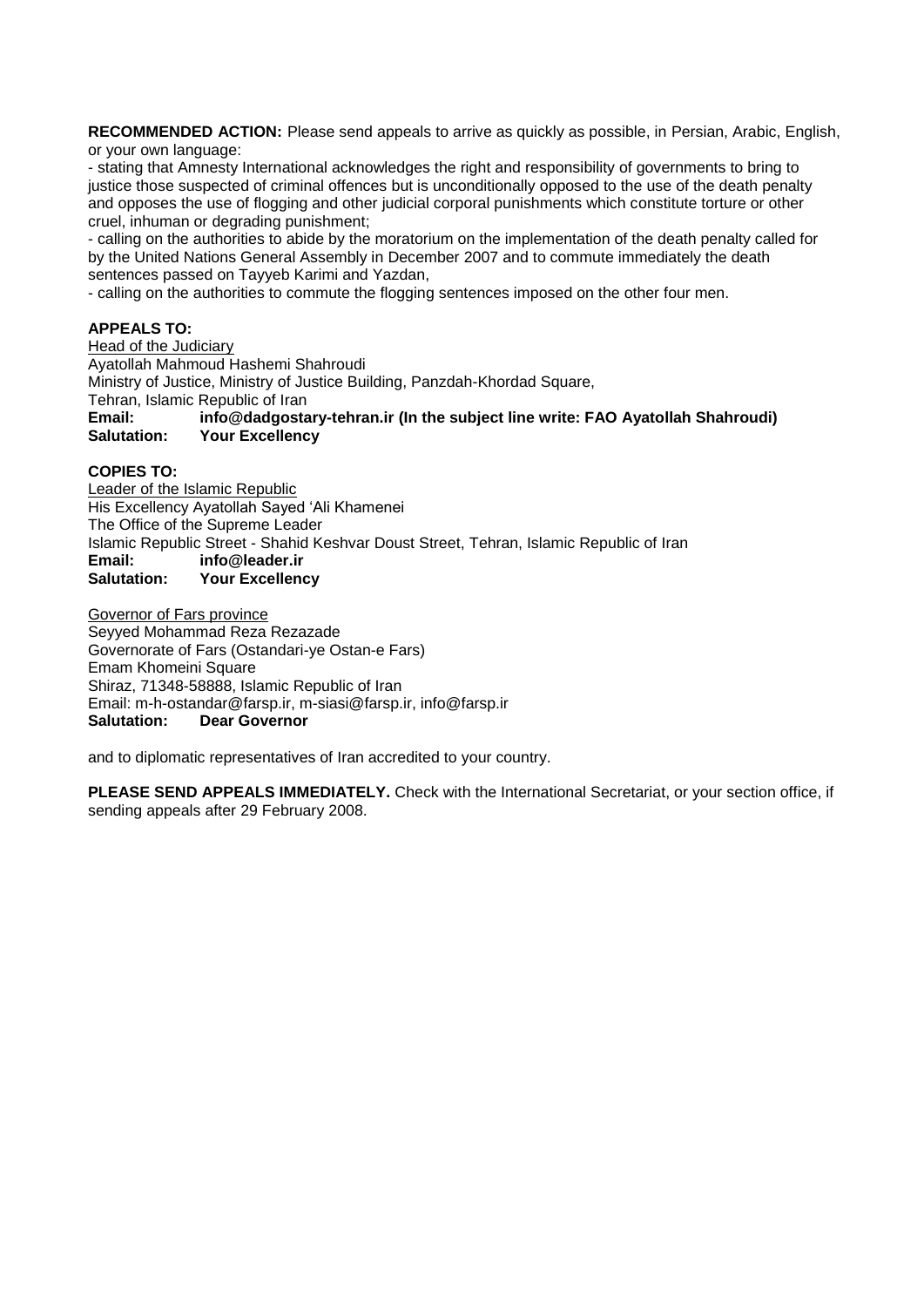**RECOMMENDED ACTION:** Please send appeals to arrive as quickly as possible, in Persian, Arabic, English, or your own language:

- stating that Amnesty International acknowledges the right and responsibility of governments to bring to justice those suspected of criminal offences but is unconditionally opposed to the use of the death penalty and opposes the use of flogging and other judicial corporal punishments which constitute torture or other cruel, inhuman or degrading punishment;
- calling on the authorities to abide by the moratorium on the implementation of the death penalty called for by the United Nations General Assembly in December 2007 and to commute immediately the death sentences passed on Tayyeb Karimi and Yazdan,
- calling on the authorities to commute the flogging sentences imposed on the other four men.

**APPEALS TO:**

Head of the Judiciary
Ayatollah Mahmoud Hashemi Shahroudi
Ministry of Justice, Ministry of Justice Building, Panzdah-Khordad Square,
Tehran, Islamic Republic of Iran
**Email: info@dadgostary-tehran.ir (In the subject line write: FAO Ayatollah Shahroudi)**
**Salutation: Your Excellency**

**COPIES TO:**

Leader of the Islamic Republic
His Excellency Ayatollah Sayed 'Ali Khamenei
The Office of the Supreme Leader
Islamic Republic Street - Shahid Keshvar Doust Street, Tehran, Islamic Republic of Iran
**Email: info@leader.ir**
**Salutation: Your Excellency**

Governor of Fars province
Seyyed Mohammad Reza Rezazade
Governorate of Fars (Ostandari-ye Ostan-e Fars)
Emam Khomeini Square
Shiraz, 71348-58888, Islamic Republic of Iran
Email: m-h-ostandar@farsp.ir, m-siasi@farsp.ir, info@farsp.ir
**Salutation: Dear Governor**

and to diplomatic representatives of Iran accredited to your country.

**PLEASE SEND APPEALS IMMEDIATELY.** Check with the International Secretariat, or your section office, if sending appeals after 29 February 2008.